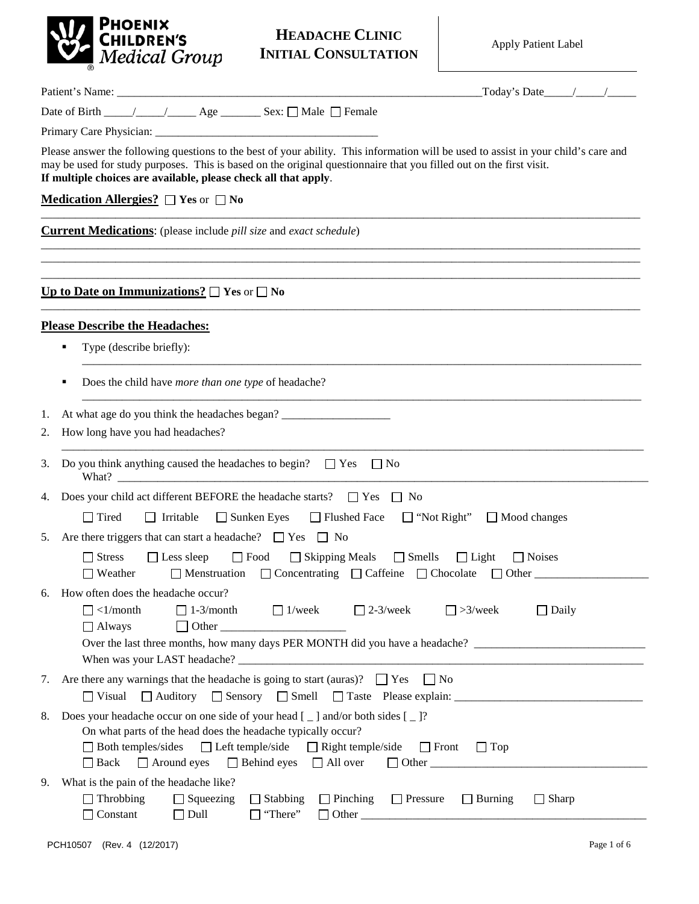**PHOENIX CHILDREN'S Medical Group**

# HEADACHE CLINIC INITIAL CONSULTATION

Apply Patient Label

Patient's Name: ______________________________________________________________ Today's Date_____/_____/_____

Date of Birth _____/_____/_____ Age _______ Sex: ☐ Male ☐ Female

Primary Care Physician: ______________________________________

Please answer the following questions to the best of your ability. This information will be used to assist in your child's care and may be used for study purposes. This is based on the original questionnaire that you filled out on the first visit.
**If multiple choices are available, please check all that apply**.

**Medication Allergies?** ☐ **Yes** or ☐ **No**

______________________________________________________________________________________________

**Current Medications**: (please include *pill size* and *exact schedule*)

______________________________________________________________________________________________

______________________________________________________________________________________________

______________________________________________________________________________________________

**Up to Date on Immunizations?** ☐ **Yes** or ☐ **No**

______________________________________________________________________________________________

**Please Describe the Headaches:**

- Type (describe briefly):

  ______________________________________________________________________________________________

- Does the child have *more than one type* of headache?

  ______________________________________________________________________________________________

1. At what age do you think the headaches began? ___________________
2. How long have you had headaches?

   ______________________________________________________________________________________________

3. Do you think anything caused the headaches to begin? ☐ Yes ☐ No
   What? ______________________________________________________________________________________________
4. Does your child act different BEFORE the headache starts? ☐ Yes ☐ No
   ☐ Tired ☐ Irritable ☐ Sunken Eyes ☐ Flushed Face ☐ "Not Right" ☐ Mood changes
5. Are there triggers that can start a headache? ☐ Yes ☐ No
   ☐ Stress ☐ Less sleep ☐ Food ☐ Skipping Meals ☐ Smells ☐ Light ☐ Noises
   ☐ Weather ☐ Menstruation ☐ Concentrating ☐ Caffeine ☐ Chocolate ☐ Other ___________________
6. How often does the headache occur?
   ☐ <1/month ☐ 1-3/month ☐ 1/week ☐ 2-3/week ☐ >3/week ☐ Daily
   ☐ Always ☐ Other ______________________
   Over the last three months, how many days PER MONTH did you have a headache? _____________________________
   When was your LAST headache? ____________________________________________________________________________
7. Are there any warnings that the headache is going to start (auras)? ☐ Yes ☐ No
   ☐ Visual ☐ Auditory ☐ Sensory ☐ Smell ☐ Taste Please explain: ________________________________
8. Does your headache occur on one side of your head [ _ ] and/or both sides [ _ ]?
   On what parts of the head does the headache typically occur?
   ☐ Both temples/sides ☐ Left temple/side ☐ Right temple/side ☐ Front ☐ Top
   ☐ Back ☐ Around eyes ☐ Behind eyes ☐ All over ☐ Other ______________________________________
9. What is the pain of the headache like?
   ☐ Throbbing ☐ Squeezing ☐ Stabbing ☐ Pinching ☐ Pressure ☐ Burning ☐ Sharp
   ☐ Constant ☐ Dull ☐ "There" ☐ Other ___________________________________________________

PCH10507 (Rev. 4 (12/2017)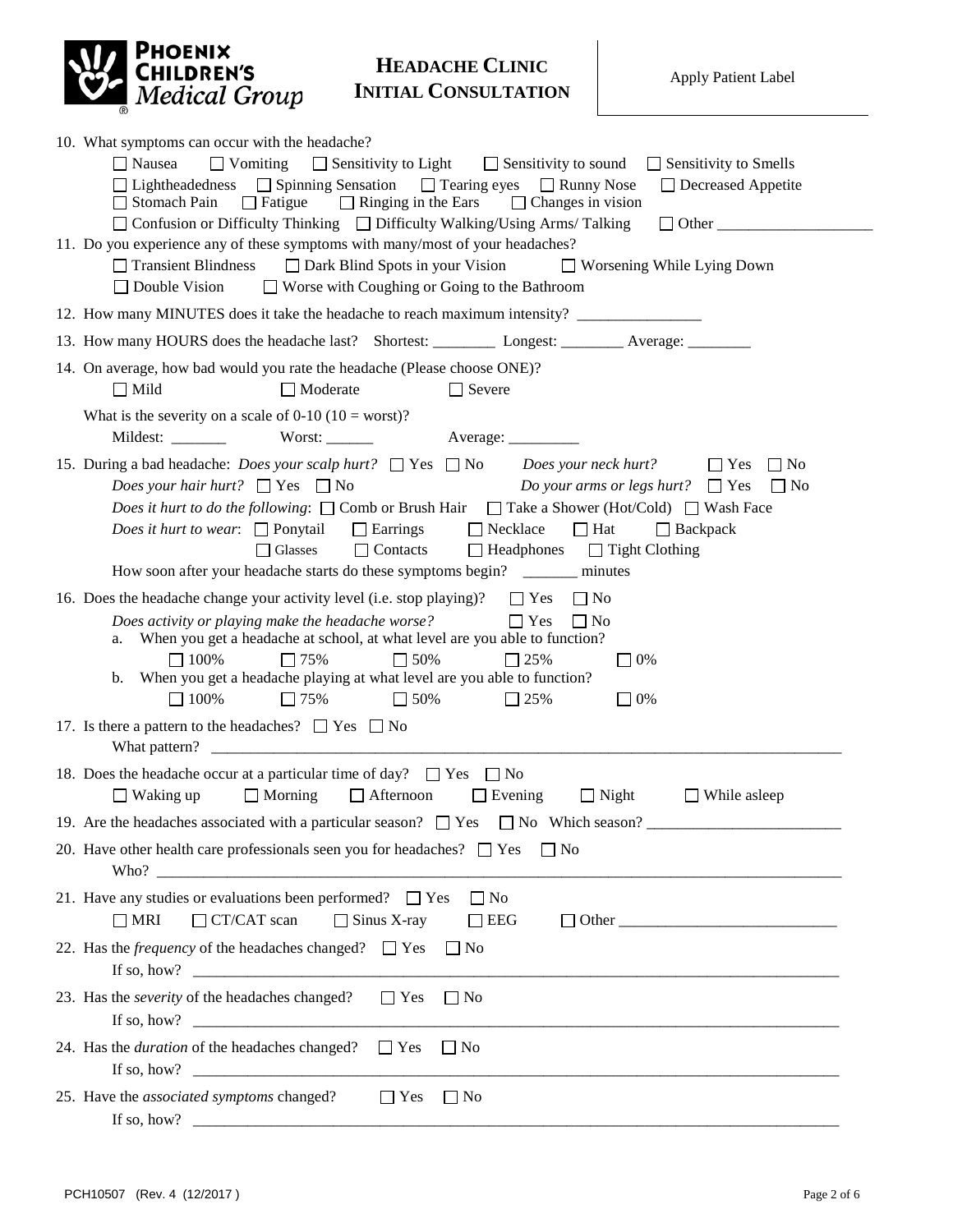# HEADACHE CLINIC INITIAL CONSULTATION

Apply Patient Label

10. What symptoms can occur with the headache?
    ☐ Nausea ☐ Vomiting ☐ Sensitivity to Light ☐ Sensitivity to sound ☐ Sensitivity to Smells
    ☐ Lightheadedness ☐ Spinning Sensation ☐ Tearing eyes ☐ Runny Nose ☐ Decreased Appetite
    ☐ Stomach Pain ☐ Fatigue ☐ Ringing in the Ears ☐ Changes in vision
    ☐ Confusion or Difficulty Thinking ☐ Difficulty Walking/Using Arms/ Talking ☐ Other ___________________

11. Do you experience any of these symptoms with many/most of your headaches?
    ☐ Transient Blindness ☐ Dark Blind Spots in your Vision ☐ Worsening While Lying Down
    ☐ Double Vision ☐ Worse with Coughing or Going to the Bathroom

12. How many MINUTES does it take the headache to reach maximum intensity? _______________

13. How many HOURS does the headache last? Shortest: ________ Longest: ________ Average: ________

14. On average, how bad would you rate the headache (Please choose ONE)?
    ☐ Mild ☐ Moderate ☐ Severe

    What is the severity on a scale of 0-10 (10 = worst)?
    Mildest: _______ Worst: ______ Average: _________

15. During a bad headache: *Does your scalp hurt?* ☐ Yes ☐ No *Does your neck hurt?* ☐ Yes ☐ No
    *Does your hair hurt?* ☐ Yes ☐ No *Do your arms or legs hurt?* ☐ Yes ☐ No
    *Does it hurt to do the following*: ☐ Comb or Brush Hair ☐ Take a Shower (Hot/Cold) ☐ Wash Face
    *Does it hurt to wear*: ☐ Ponytail ☐ Earrings ☐ Necklace ☐ Hat ☐ Backpack
    ☐ Glasses ☐ Contacts ☐ Headphones ☐ Tight Clothing
    How soon after your headache starts do these symptoms begin? _______ minutes

16. Does the headache change your activity level (i.e. stop playing)? ☐ Yes ☐ No
    *Does activity or playing make the headache worse?* ☐ Yes ☐ No
    a. When you get a headache at school, at what level are you able to function?
       ☐ 100% ☐ 75% ☐ 50% ☐ 25% ☐ 0%
    b. When you get a headache playing at what level are you able to function?
       ☐ 100% ☐ 75% ☐ 50% ☐ 25% ☐ 0%

17. Is there a pattern to the headaches? ☐ Yes ☐ No
    What pattern? ____________________________________________________________

18. Does the headache occur at a particular time of day? ☐ Yes ☐ No
    ☐ Waking up ☐ Morning ☐ Afternoon ☐ Evening ☐ Night ☐ While asleep

19. Are the headaches associated with a particular season? ☐ Yes ☐ No Which season? ____________________

20. Have other health care professionals seen you for headaches? ☐ Yes ☐ No
    Who? ____________________________________________________________

21. Have any studies or evaluations been performed? ☐ Yes ☐ No
    ☐ MRI ☐ CT/CAT scan ☐ Sinus X-ray ☐ EEG ☐ Other ______________________

22. Has the *frequency* of the headaches changed? ☐ Yes ☐ No
    If so, how? ____________________________________________________________

23. Has the *severity* of the headaches changed? ☐ Yes ☐ No
    If so, how? ____________________________________________________________

24. Has the *duration* of the headaches changed? ☐ Yes ☐ No
    If so, how? ____________________________________________________________

25. Have the *associated symptoms* changed? ☐ Yes ☐ No
    If so, how? ____________________________________________________________

PCH10507 (Rev. 4 (12/2017 )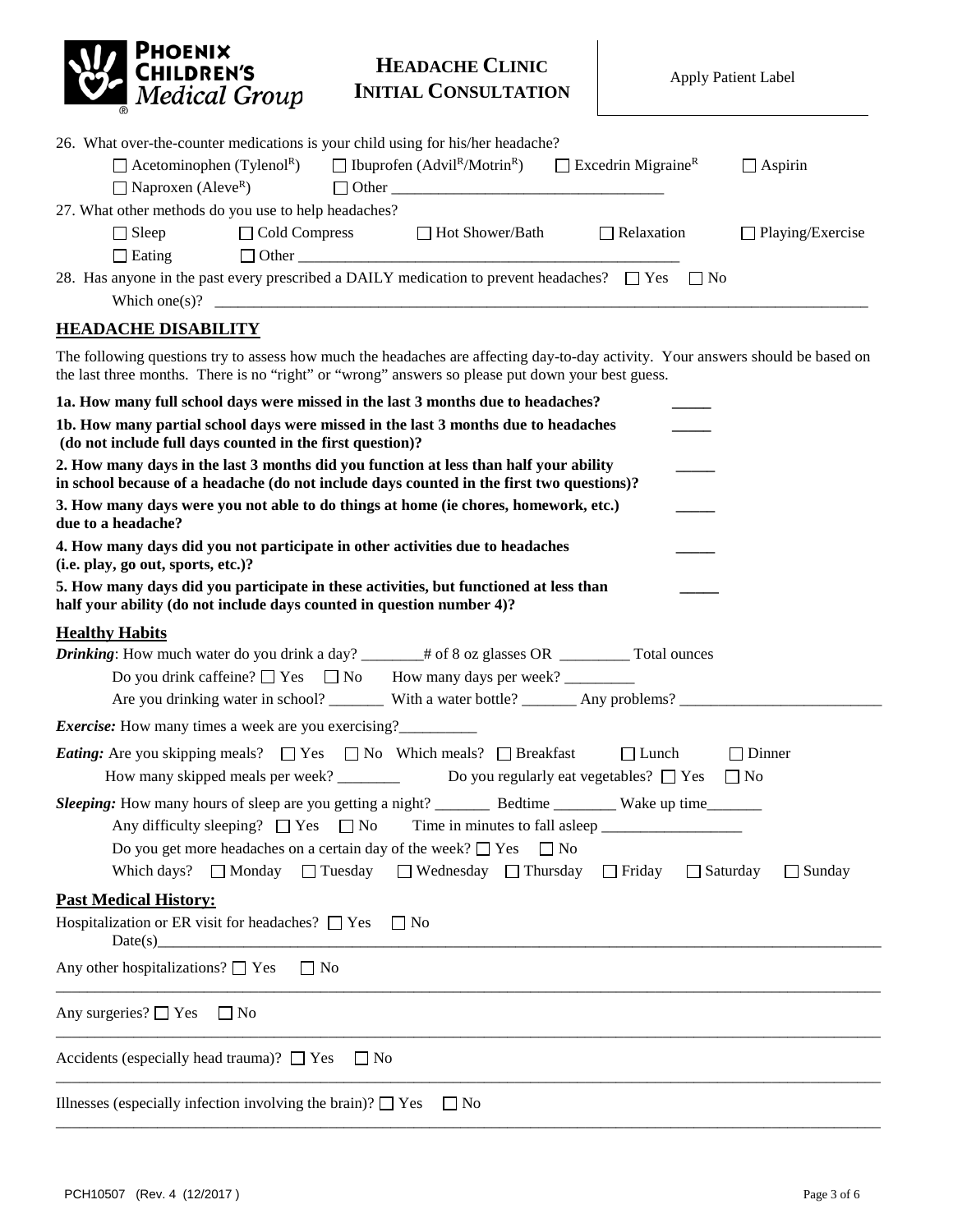**PHOENIX CHILDREN'S** *Medical Group*

# HEADACHE CLINIC INITIAL CONSULTATION

Apply Patient Label

26. What over-the-counter medications is your child using for his/her headache?

☐ Acetominophen (Tylenol[R]) ☐ Ibuprofen (Advil[R]/Motrin[R]) ☐ Excedrin Migraine[R] ☐ Aspirin
☐ Naproxen (Aleve[R]) ☐ Other ___________________________________

27. What other methods do you use to help headaches?

☐ Sleep ☐ Cold Compress ☐ Hot Shower/Bath ☐ Relaxation ☐ Playing/Exercise
☐ Eating ☐ Other ___________________________________________________

28. Has anyone in the past every prescribed a DAILY medication to prevent headaches? ☐ Yes ☐ No

Which one(s)? ___________________________________________________________________________________

## HEADACHE DISABILITY

The following questions try to assess how much the headaches are affecting day-to-day activity. Your answers should be based on the last three months. There is no "right" or "wrong" answers so please put down your best guess.

**1a. How many full school days were missed in the last 3 months due to headaches?** _____

**1b. How many partial school days were missed in the last 3 months due to headaches (do not include full days counted in the first question)?** _____

**2. How many days in the last 3 months did you function at less than half your ability in school because of a headache (do not include days counted in the first two questions)?** _____

**3. How many days were you not able to do things at home (ie chores, homework, etc.) due to a headache?** _____

**4. How many days did you not participate in other activities due to headaches (i.e. play, go out, sports, etc.)?** _____

**5. How many days did you participate in these activities, but functioned at less than half your ability (do not include days counted in question number 4)?** _____

## Healthy Habits

***Drinking***: How much water do you drink a day? ________# of 8 oz glasses OR _________ Total ounces

Do you drink caffeine? ☐ Yes ☐ No How many days per week? _________

Are you drinking water in school? _______ With a water bottle? _______ Any problems? __________________________

***Exercise:*** How many times a week are you exercising?__________

***Eating:*** Are you skipping meals? ☐ Yes ☐ No Which meals? ☐ Breakfast ☐ Lunch ☐ Dinner

How many skipped meals per week? ________ Do you regularly eat vegetables? ☐ Yes ☐ No

***Sleeping:*** How many hours of sleep are you getting a night? _______ Bedtime ________ Wake up time_______

Any difficulty sleeping? ☐ Yes ☐ No Time in minutes to fall asleep __________________

Do you get more headaches on a certain day of the week? ☐ Yes ☐ No

Which days? ☐ Monday ☐ Tuesday ☐ Wednesday ☐ Thursday ☐ Friday ☐ Saturday ☐ Sunday

## Past Medical History:

Hospitalization or ER visit for headaches? ☐ Yes ☐ No

Date(s)___________________________________________________________________________________________

Any other hospitalizations? ☐ Yes ☐ No

___________________________________________________________________________________________________

Any surgeries? ☐ Yes ☐ No

___________________________________________________________________________________________________

Accidents (especially head trauma)? ☐ Yes ☐ No

___________________________________________________________________________________________________

Illnesses (especially infection involving the brain)? ☐ Yes ☐ No

___________________________________________________________________________________________________

PCH10507 (Rev. 4 (12/2017 )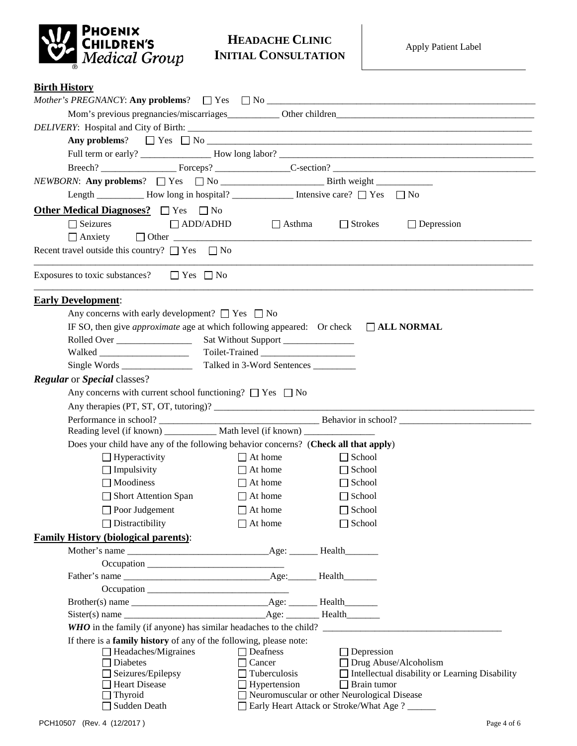**PHOENIX CHILDREN'S Medical Group**

# HEADACHE CLINIC INITIAL CONSULTATION

Apply Patient Label

## Birth History

*Mother's PREGNANCY*: **Any problems**? ☐ Yes ☐ No ______________________________

Mom's previous pregnancies/miscarriages___________ Other children______________________

*DELIVERY*: Hospital and City of Birth: ______________________________

**Any problems**? ☐ Yes ☐ No ______________________________

Full term or early? _______________ How long labor? ______________________________

Breech? _______________ Forceps? _______________ C-section? ______________________________

*NEWBORN*: **Any problems**? ☐ Yes ☐ No ______________________ Birth weight ____________

Length __________ How long in hospital? _____________ Intensive care? ☐ Yes ☐ No

**Other Medical Diagnoses?** ☐ Yes ☐ No

☐ Seizures ☐ ADD/ADHD ☐ Asthma ☐ Strokes ☐ Depression

☐ Anxiety ☐ Other ______________________________

Recent travel outside this country? ☐ Yes ☐ No

______________________________

Exposures to toxic substances? ☐ Yes ☐ No

______________________________

## Early Development:

Any concerns with early development? ☐ Yes ☐ No

IF SO, then give *approximate* age at which following appeared: Or check ☐ **ALL NORMAL**

Rolled Over ________________ Sat Without Support _______________

Walked ___________________ Toilet-Trained ___________________

Single Words _______________ Talked in 3-Word Sentences _________

***Regular*** or ***Special*** classes?

Any concerns with current school functioning? ☐ Yes ☐ No

Any therapies (PT, ST, OT, tutoring)? ______________________________

Performance in school? ______________________________ Behavior in school? ____________________________

Reading level (if known) ___________ Math level (if known) _______________

Does your child have any of the following behavior concerns? (**Check all that apply**)

| | | |
|---|---|---|
| ☐ Hyperactivity | ☐ At home | ☐ School |
| ☐ Impulsivity | ☐ At home | ☐ School |
| ☐ Moodiness | ☐ At home | ☐ School |
| ☐ Short Attention Span | ☐ At home | ☐ School |
| ☐ Poor Judgement | ☐ At home | ☐ School |
| ☐ Distractibility | ☐ At home | ☐ School |

## Family History (biological parents):

Mother's name ______________________________Age: ______ Health_______

Occupation ______________________________

Father's name ______________________________Age:______ Health_______

Occupation ______________________________

Brother(s) name ______________________________Age: ______ Health_______

Sister(s) name ______________________________Age: _______ Health_______

***WHO*** in the family (if anyone) has similar headaches to the child? ______________________________

If there is a **family history** of any of the following, please note:

| | | |
|---|---|---|
| ☐ Headaches/Migraines | ☐ Deafness | ☐ Depression |
| ☐ Diabetes | ☐ Cancer | ☐ Drug Abuse/Alcoholism |
| ☐ Seizures/Epilepsy | ☐ Tuberculosis | ☐ Intellectual disability or Learning Disability |
| ☐ Heart Disease | ☐ Hypertension | ☐ Brain tumor |
| ☐ Thyroid | ☐ Neuromuscular or other Neurological Disease | |
| ☐ Sudden Death | ☐ Early Heart Attack or Stroke/What Age ? ______ | |

PCH10507 (Rev. 4 (12/2017 )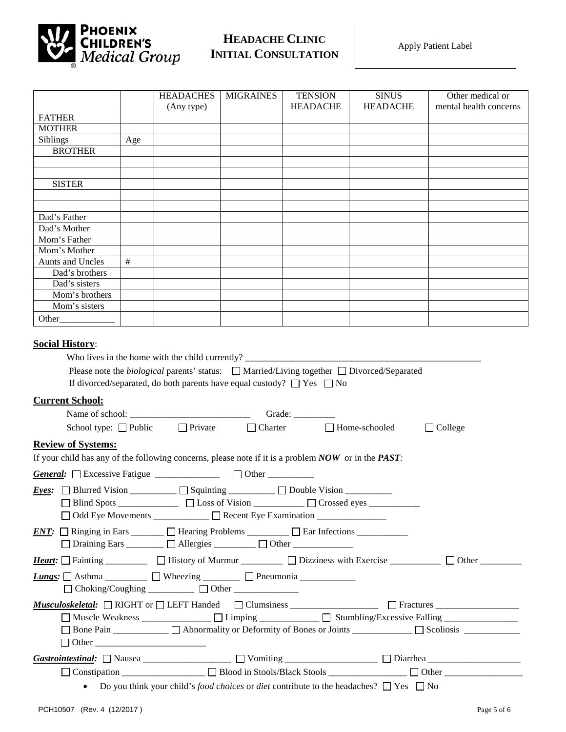**Phoenix Children's Medical Group**

# Headache Clinic Initial Consultation

Apply Patient Label

| | | HEADACHES (Any type) | MIGRAINES | TENSION HEADACHE | SINUS HEADACHE | Other medical or mental health concerns |
|---|---|---|---|---|---|---|
| FATHER | | | | | | |
| MOTHER | | | | | | |
| Siblings | Age | | | | | |
| BROTHER | | | | | | |
| | | | | | | |
| | | | | | | |
| SISTER | | | | | | |
| | | | | | | |
| | | | | | | |
| Dad's Father | | | | | | |
| Dad's Mother | | | | | | |
| Mom's Father | | | | | | |
| Mom's Mother | | | | | | |
| Aunts and Uncles | # | | | | | |
| Dad's brothers | | | | | | |
| Dad's sisters | | | | | | |
| Mom's brothers | | | | | | |
| Mom's sisters | | | | | | |
| Other____________ | | | | | | |

**Social History**:

Who lives in the home with the child currently? ____________________________________________________

Please note the *biological* parents' status: ☐ Married/Living together ☐ Divorced/Separated

If divorced/separated, do both parents have equal custody? ☐ Yes ☐ No

**Current School:**

Name of school: __________________________ Grade: _________

School type: ☐ Public ☐ Private ☐ Charter ☐ Home-schooled ☐ College

**Review of Systems:**

If your child has any of the following concerns, please note if it is a problem ***NOW*** or in the ***PAST***:

***General:*** ☐ Excessive Fatigue ______________ ☐ Other __________

***Eyes:*** ☐ Blurred Vision __________ ☐ Squinting __________ ☐ Double Vision __________
☐ Blind Spots _____________ ☐ Loss of Vision ___________ ☐ Crossed eyes ___________
☐ Odd Eye Movements ____________ ☐ Recent Eye Examination _______________

***ENT:*** ☐ Ringing in Ears _______ ☐ Hearing Problems _________ ☐ Ear Infections ___________
☐ Draining Ears ________ ☐ Allergies _________ ☐ Other _____________

***Heart:*** ☐ Fainting _________ ☐ History of Murmur _________ ☐ Dizziness with Exercise ___________ ☐ Other _________

***Lungs:*** ☐ Asthma _________ ☐ Wheezing ________ ☐ Pneumonia ____________
☐ Choking/Coughing __________ ☐ Other ______________

***Musculoskeletal:*** ☐ RIGHT or ☐ LEFT Handed ☐ Clumsiness ___________________ ☐ Fractures __________________
☐ Muscle Weakness _______________ ☐ Limping _____________ ☐ Stumbling/Excessive Falling ________________
☐ Bone Pain ____________ ☐ Abnormality or Deformity of Bones or Joints _____________ ☐ Scoliosis ____________
☐ Other _________________________

***Gastrointestinal:*** ☐ Nausea ___________________ ☐ Vomiting ____________________ ☐ Diarrhea ____________________
☐ Constipation __________________ ☐ Blood in Stools/Black Stools _________________ ☐ Other _________________

- Do you think your child's *food choices* or *diet* contribute to the headaches? ☐ Yes ☐ No

PCH10507 (Rev. 4 (12/2017 )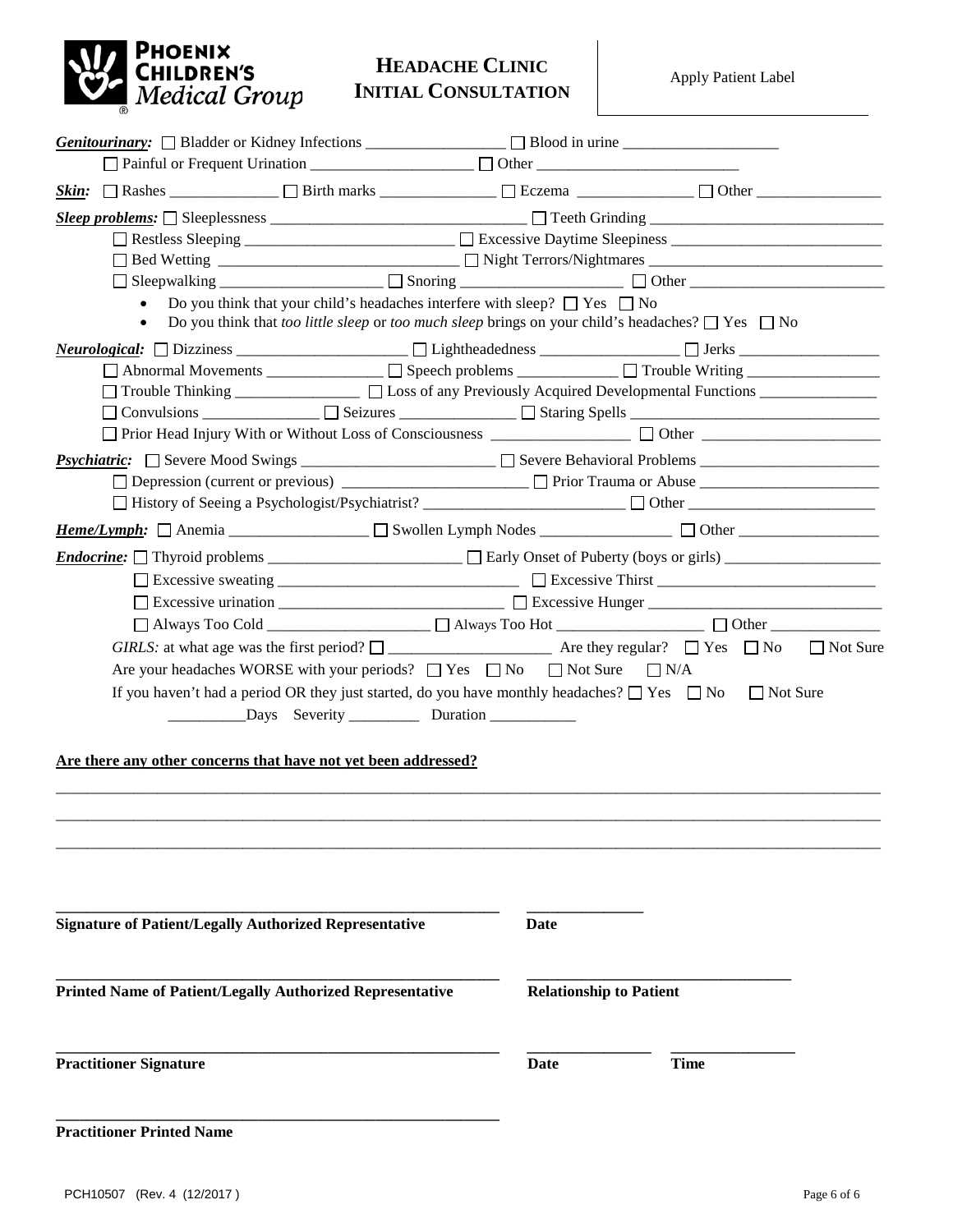# Phoenix Children's Medical Group

## Headache Clinic Initial Consultation

Apply Patient Label

***Genitourinary:*** ☐ Bladder or Kidney Infections _________________ ☐ Blood in urine ___________________
☐ Painful or Frequent Urination ____________________ ☐ Other _________________________

***Skin:*** ☐ Rashes _____________ ☐ Birth marks ______________ ☐ Eczema ______________ ☐ Other ________________

***Sleep problems:*** ☐ Sleeplessness _______________________________ ☐ Teeth Grinding _____________________________
☐ Restless Sleeping __________________________ ☐ Excessive Daytime Sleepiness __________________________
☐ Bed Wetting _____________________________ ☐ Night Terrors/Nightmares _____________________________
☐ Sleepwalking ____________________ ☐ Snoring ____________________ ☐ Other ________________________

- Do you think that your child's headaches interfere with sleep? ☐ Yes ☐ No
- Do you think that *too little sleep* or *too much sleep* brings on your child's headaches? ☐ Yes ☐ No

***Neurological:*** ☐ Dizziness _____________________ ☐ Lightheadedness _________________ ☐ Jerks _________________
☐ Abnormal Movements _______________ ☐ Speech problems ____________ ☐ Trouble Writing ________________
☐ Trouble Thinking _______________ ☐ Loss of any Previously Acquired Developmental Functions ______________
☐ Convulsions ______________ ☐ Seizures ______________ ☐ Staring Spells _______________________________
☐ Prior Head Injury With or Without Loss of Consciousness _________________ ☐ Other ______________________

***Psychiatric:*** ☐ Severe Mood Swings ________________________ ☐ Severe Behavioral Problems ______________________
☐ Depression (current or previous) _______________________ ☐ Prior Trauma or Abuse ______________________
☐ History of Seeing a Psychologist/Psychiatrist? _________________________ ☐ Other ________________________

***Heme/Lymph:*** ☐ Anemia _________________ ☐ Swollen Lymph Nodes ________________ ☐ Other _________________

***Endocrine:*** ☐ Thyroid problems _______________________ ☐ Early Onset of Puberty (boys or girls) ___________________
☐ Excessive sweating ______________________________ ☐ Excessive Thirst ___________________________
☐ Excessive urination ____________________________ ☐ Excessive Hunger ____________________________
☐ Always Too Cold ____________________ ☐ Always Too Hot __________________ ☐ Other _____________

*GIRLS:* at what age was the first period? ☐ _____________________ Are they regular? ☐ Yes ☐ No ☐ Not Sure
Are your headaches WORSE with your periods? ☐ Yes ☐ No ☐ Not Sure ☐ N/A
If you haven't had a period OR they just started, do you have monthly headaches? ☐ Yes ☐ No ☐ Not Sure
__________Days Severity _________ Duration ___________

**Are there any other concerns that have not yet been addressed?**

____________________________________________________________________________________________________
____________________________________________________________________________________________________
____________________________________________________________________________________________________

**Signature of Patient/Legally Authorized Representative** ____________ **Date** ____________

**Printed Name of Patient/Legally Authorized Representative** ____________ **Relationship to Patient** ____________

**Practitioner Signature** ____________ **Date** ____________ **Time** ____________

**Practitioner Printed Name** ____________

PCH10507 (Rev. 4 (12/2017 )